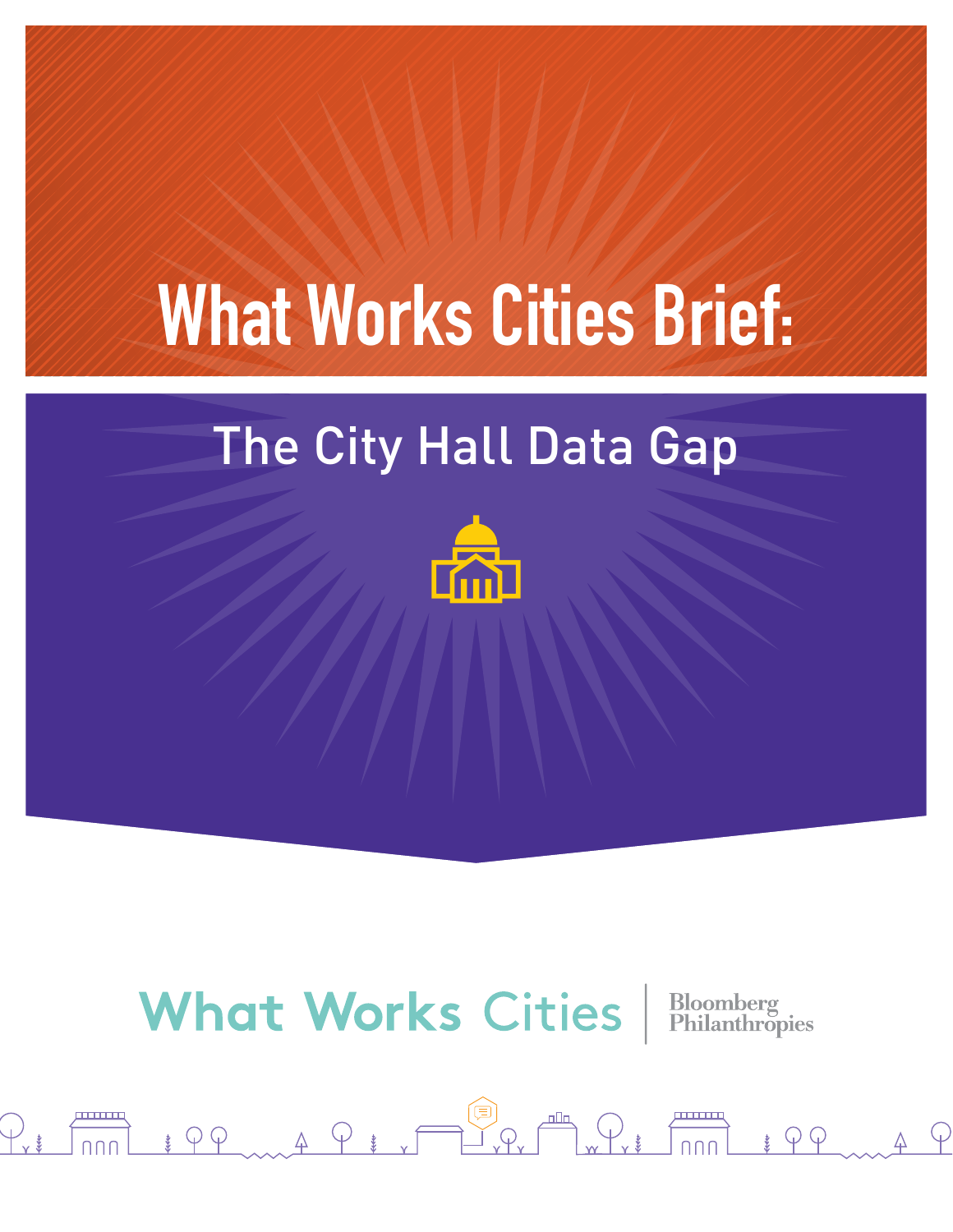# What Works Cities Brief:

## The City Hall Data Gap

What Works Cities | Bloomberg Philanthropies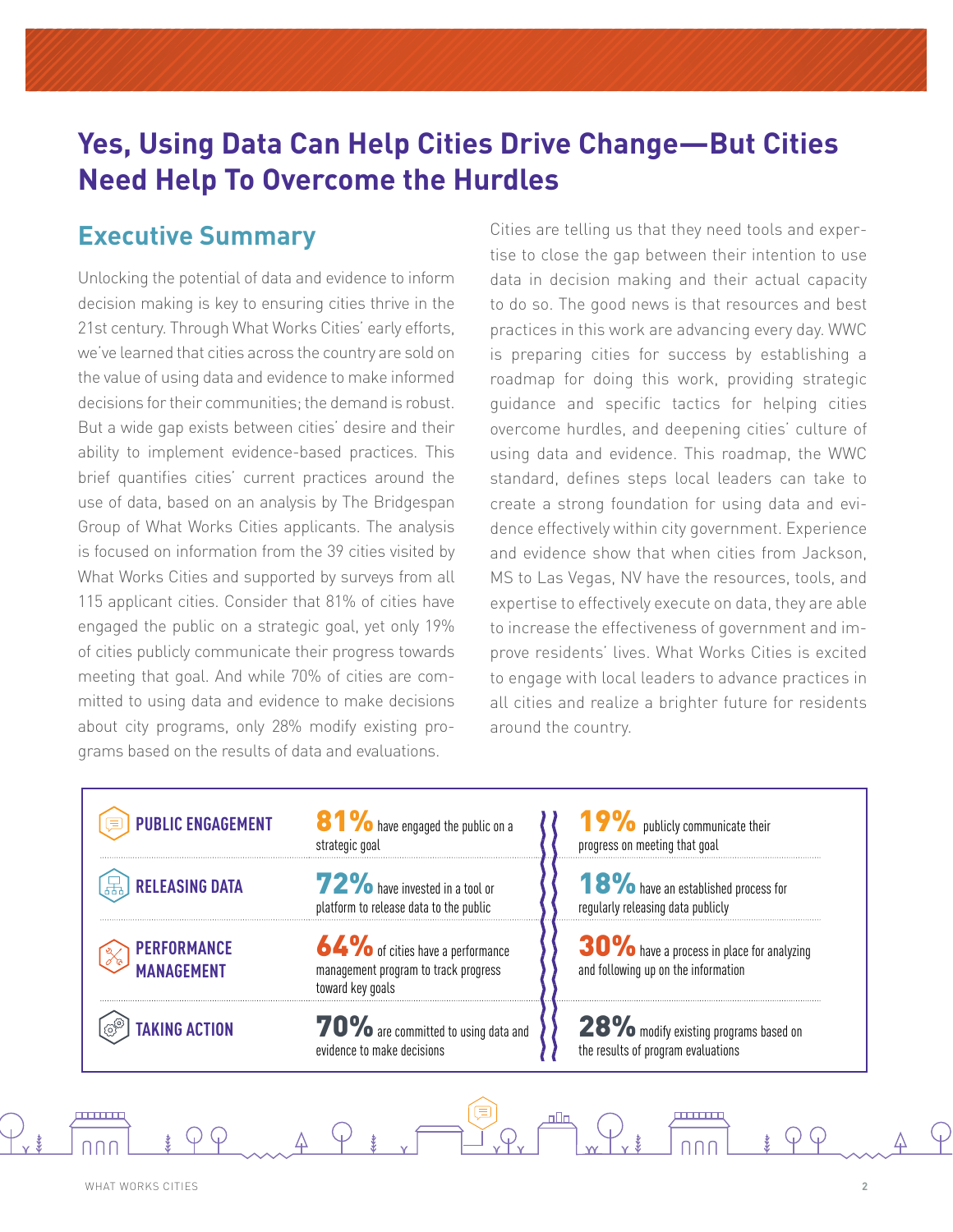# Yes, Using Data Can Help Cities Drive Change—But Cities Need Help To Overcome the Hurdles

## Executive Summary

Unlocking the potential of data and evidence to inform decision making is key to ensuring cities thrive in the 21st century. Through What Works Cities' early efforts, we've learned that cities across the country are sold on the value of using data and evidence to make informed decisions for their communities; the demand is robust. But a wide gap exists between cities' desire and their ability to implement evidence-based practices. This brief quantifies cities' current practices around the use of data, based on an analysis by The Bridgespan Group of What Works Cities applicants. The analysis is focused on information from the 39 cities visited by What Works Cities and supported by surveys from all 115 applicant cities. Consider that 81% of cities have engaged the public on a strategic goal, yet only 19% of cities publicly communicate their progress towards meeting that goal. And while 70% of cities are committed to using data and evidence to make decisions about city programs, only 28% modify existing programs based on the results of data and evaluations.

Cities are telling us that they need tools and expertise to close the gap between their intention to use data in decision making and their actual capacity to do so. The good news is that resources and best practices in this work are advancing every day. WWC is preparing cities for success by establishing a roadmap for doing this work, providing strategic guidance and specific tactics for helping cities overcome hurdles, and deepening cities' culture of using data and evidence. This roadmap, the WWC standard, defines steps local leaders can take to create a strong foundation for using data and evidence effectively within city government. Experience and evidence show that when cities from Jackson, MS to Las Vegas, NV have the resources, tools, and expertise to effectively execute on data, they are able to increase the effectiveness of government and improve residents' lives. What Works Cities is excited to engage with local leaders to advance practices in all cities and realize a brighter future for residents around the country.

| | | |
|---|---|---|
| **PUBLIC ENGAGEMENT** | **81%** have engaged the public on a strategic goal | **19%** publicly communicate their progress on meeting that goal |
| **RELEASING DATA** | **72%** have invested in a tool or platform to release data to the public | **18%** have an established process for regularly releasing data publicly |
| **PERFORMANCE MANAGEMENT** | **64%** of cities have a performance management program to track progress toward key goals | **30%** have a process in place for analyzing and following up on the information |
| **TAKING ACTION** | **70%** are committed to using data and evidence to make decisions | **28%** modify existing programs based on the results of program evaluations |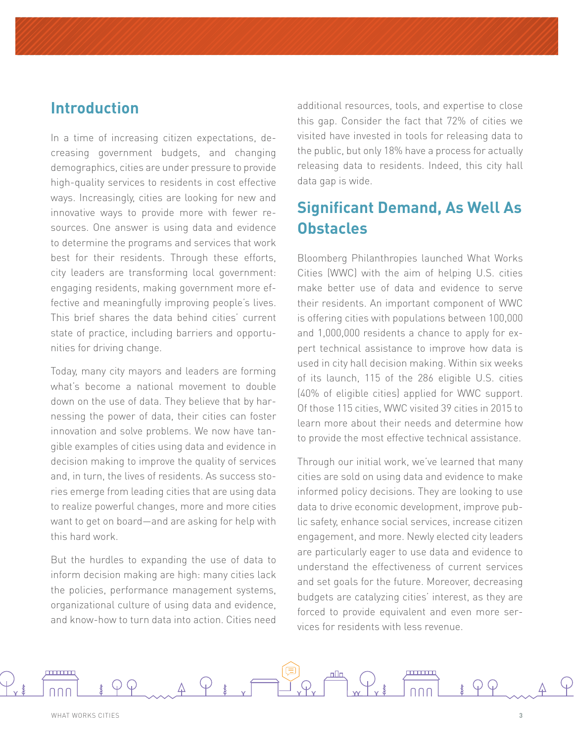## Introduction

In a time of increasing citizen expectations, decreasing government budgets, and changing demographics, cities are under pressure to provide high-quality services to residents in cost effective ways. Increasingly, cities are looking for new and innovative ways to provide more with fewer resources. One answer is using data and evidence to determine the programs and services that work best for their residents. Through these efforts, city leaders are transforming local government: engaging residents, making government more effective and meaningfully improving people's lives. This brief shares the data behind cities' current state of practice, including barriers and opportunities for driving change.

Today, many city mayors and leaders are forming what's become a national movement to double down on the use of data. They believe that by harnessing the power of data, their cities can foster innovation and solve problems. We now have tangible examples of cities using data and evidence in decision making to improve the quality of services and, in turn, the lives of residents. As success stories emerge from leading cities that are using data to realize powerful changes, more and more cities want to get on board—and are asking for help with this hard work.

But the hurdles to expanding the use of data to inform decision making are high: many cities lack the policies, performance management systems, organizational culture of using data and evidence, and know-how to turn data into action. Cities need additional resources, tools, and expertise to close this gap. Consider the fact that 72% of cities we visited have invested in tools for releasing data to the public, but only 18% have a process for actually releasing data to residents. Indeed, this city hall data gap is wide.

## Significant Demand, As Well As Obstacles

Bloomberg Philanthropies launched What Works Cities (WWC) with the aim of helping U.S. cities make better use of data and evidence to serve their residents. An important component of WWC is offering cities with populations between 100,000 and 1,000,000 residents a chance to apply for expert technical assistance to improve how data is used in city hall decision making. Within six weeks of its launch, 115 of the 286 eligible U.S. cities (40% of eligible cities) applied for WWC support. Of those 115 cities, WWC visited 39 cities in 2015 to learn more about their needs and determine how to provide the most effective technical assistance.

Through our initial work, we've learned that many cities are sold on using data and evidence to make informed policy decisions. They are looking to use data to drive economic development, improve public safety, enhance social services, increase citizen engagement, and more. Newly elected city leaders are particularly eager to use data and evidence to understand the effectiveness of current services and set goals for the future. Moreover, decreasing budgets are catalyzing cities' interest, as they are forced to provide equivalent and even more services for residents with less revenue.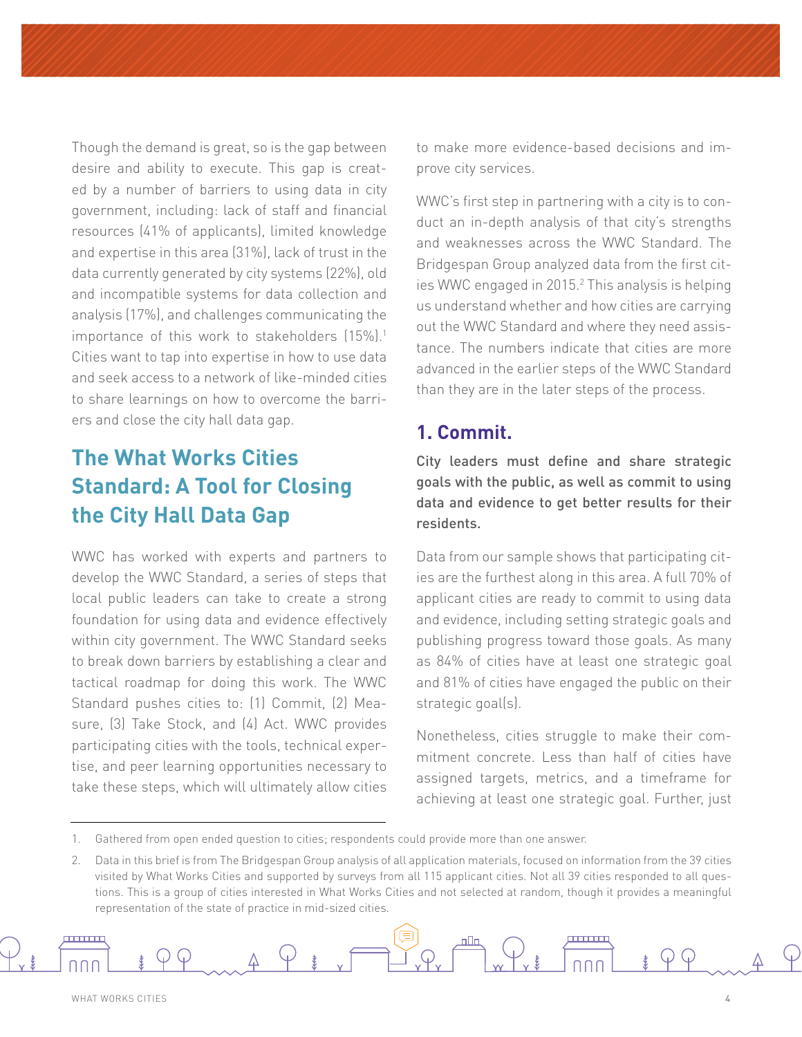Though the demand is great, so is the gap between desire and ability to execute. This gap is created by a number of barriers to using data in city government, including: lack of staff and financial resources (41% of applicants), limited knowledge and expertise in this area (31%), lack of trust in the data currently generated by city systems (22%), old and incompatible systems for data collection and analysis (17%), and challenges communicating the importance of this work to stakeholders (15%).[1] Cities want to tap into expertise in how to use data and seek access to a network of like-minded cities to share learnings on how to overcome the barriers and close the city hall data gap.

## The What Works Cities Standard: A Tool for Closing the City Hall Data Gap

WWC has worked with experts and partners to develop the WWC Standard, a series of steps that local public leaders can take to create a strong foundation for using data and evidence effectively within city government. The WWC Standard seeks to break down barriers by establishing a clear and tactical roadmap for doing this work. The WWC Standard pushes cities to: (1) Commit, (2) Measure, (3) Take Stock, and (4) Act. WWC provides participating cities with the tools, technical expertise, and peer learning opportunities necessary to take these steps, which will ultimately allow cities to make more evidence-based decisions and improve city services.

WWC's first step in partnering with a city is to conduct an in-depth analysis of that city's strengths and weaknesses across the WWC Standard. The Bridgespan Group analyzed data from the first cities WWC engaged in 2015.[2] This analysis is helping us understand whether and how cities are carrying out the WWC Standard and where they need assistance. The numbers indicate that cities are more advanced in the earlier steps of the WWC Standard than they are in the later steps of the process.

### 1. Commit.

City leaders must define and share strategic goals with the public, as well as commit to using data and evidence to get better results for their residents.

Data from our sample shows that participating cities are the furthest along in this area. A full 70% of applicant cities are ready to commit to using data and evidence, including setting strategic goals and publishing progress toward those goals. As many as 84% of cities have at least one strategic goal and 81% of cities have engaged the public on their strategic goal(s).

Nonetheless, cities struggle to make their commitment concrete. Less than half of cities have assigned targets, metrics, and a timeframe for achieving at least one strategic goal. Further, just

1. Gathered from open ended question to cities; respondents could provide more than one answer.

2. Data in this brief is from The Bridgespan Group analysis of all application materials, focused on information from the 39 cities visited by What Works Cities and supported by surveys from all 115 applicant cities. Not all 39 cities responded to all questions. This is a group of cities interested in What Works Cities and not selected at random, though it provides a meaningful representation of the state of practice in mid-sized cities.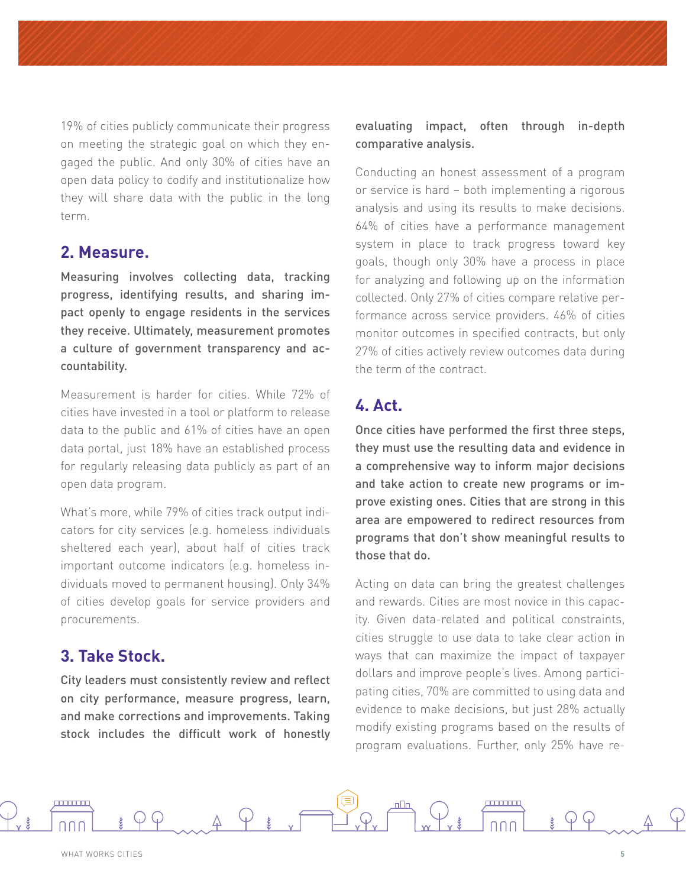19% of cities publicly communicate their progress on meeting the strategic goal on which they engaged the public. And only 30% of cities have an open data policy to codify and institutionalize how they will share data with the public in the long term.

## 2. Measure.

**Measuring involves collecting data, tracking progress, identifying results, and sharing impact openly to engage residents in the services they receive. Ultimately, measurement promotes a culture of government transparency and accountability.**

Measurement is harder for cities. While 72% of cities have invested in a tool or platform to release data to the public and 61% of cities have an open data portal, just 18% have an established process for regularly releasing data publicly as part of an open data program.

What's more, while 79% of cities track output indicators for city services (e.g. homeless individuals sheltered each year), about half of cities track important outcome indicators (e.g. homeless individuals moved to permanent housing). Only 34% of cities develop goals for service providers and procurements.

## 3. Take Stock.

**City leaders must consistently review and reflect on city performance, measure progress, learn, and make corrections and improvements. Taking stock includes the difficult work of honestly evaluating impact, often through in-depth comparative analysis.**

Conducting an honest assessment of a program or service is hard – both implementing a rigorous analysis and using its results to make decisions. 64% of cities have a performance management system in place to track progress toward key goals, though only 30% have a process in place for analyzing and following up on the information collected. Only 27% of cities compare relative performance across service providers. 46% of cities monitor outcomes in specified contracts, but only 27% of cities actively review outcomes data during the term of the contract.

## 4. Act.

**Once cities have performed the first three steps, they must use the resulting data and evidence in a comprehensive way to inform major decisions and take action to create new programs or improve existing ones. Cities that are strong in this area are empowered to redirect resources from programs that don't show meaningful results to those that do.**

Acting on data can bring the greatest challenges and rewards. Cities are most novice in this capacity. Given data-related and political constraints, cities struggle to use data to take clear action in ways that can maximize the impact of taxpayer dollars and improve people's lives. Among participating cities, 70% are committed to using data and evidence to make decisions, but just 28% actually modify existing programs based on the results of program evaluations. Further, only 25% have re-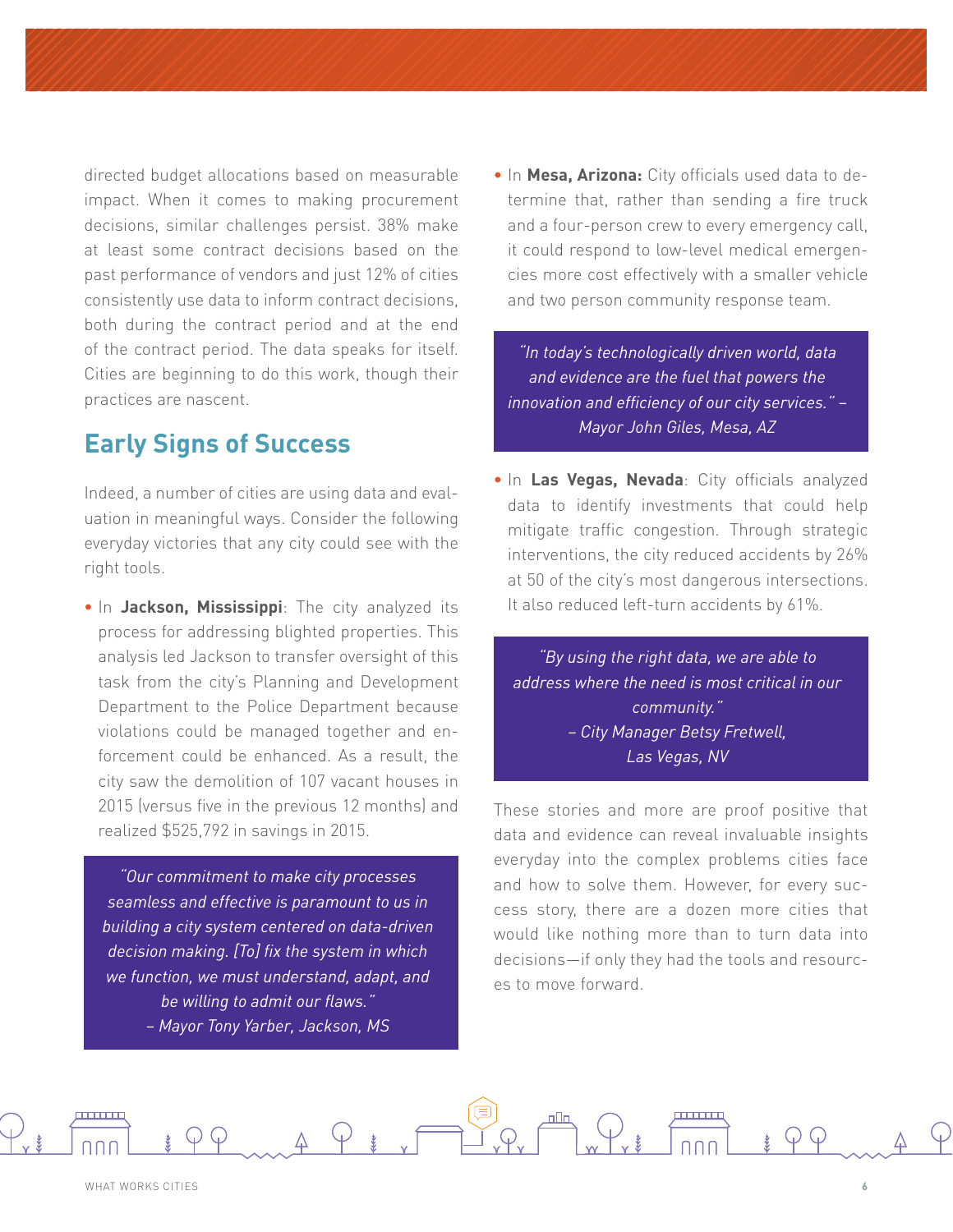directed budget allocations based on measurable impact. When it comes to making procurement decisions, similar challenges persist. 38% make at least some contract decisions based on the past performance of vendors and just 12% of cities consistently use data to inform contract decisions, both during the contract period and at the end of the contract period. The data speaks for itself. Cities are beginning to do this work, though their practices are nascent.

## Early Signs of Success

Indeed, a number of cities are using data and evaluation in meaningful ways. Consider the following everyday victories that any city could see with the right tools.

- In **Jackson, Mississippi**: The city analyzed its process for addressing blighted properties. This analysis led Jackson to transfer oversight of this task from the city's Planning and Development Department to the Police Department because violations could be managed together and enforcement could be enhanced. As a result, the city saw the demolition of 107 vacant houses in 2015 (versus five in the previous 12 months) and realized $525,792 in savings in 2015.

> *"Our commitment to make city processes seamless and effective is paramount to us in building a city system centered on data-driven decision making. [To] fix the system in which we function, we must understand, adapt, and be willing to admit our flaws."*
> *– Mayor Tony Yarber, Jackson, MS*

- In **Mesa, Arizona:** City officials used data to determine that, rather than sending a fire truck and a four-person crew to every emergency call, it could respond to low-level medical emergencies more cost effectively with a smaller vehicle and two person community response team.

> *"In today's technologically driven world, data and evidence are the fuel that powers the innovation and efficiency of our city services." – Mayor John Giles, Mesa, AZ*

- In **Las Vegas, Nevada**: City officials analyzed data to identify investments that could help mitigate traffic congestion. Through strategic interventions, the city reduced accidents by 26% at 50 of the city's most dangerous intersections. It also reduced left-turn accidents by 61%.

> *"By using the right data, we are able to address where the need is most critical in our community."*
> *– City Manager Betsy Fretwell, Las Vegas, NV*

These stories and more are proof positive that data and evidence can reveal invaluable insights everyday into the complex problems cities face and how to solve them. However, for every success story, there are a dozen more cities that would like nothing more than to turn data into decisions—if only they had the tools and resources to move forward.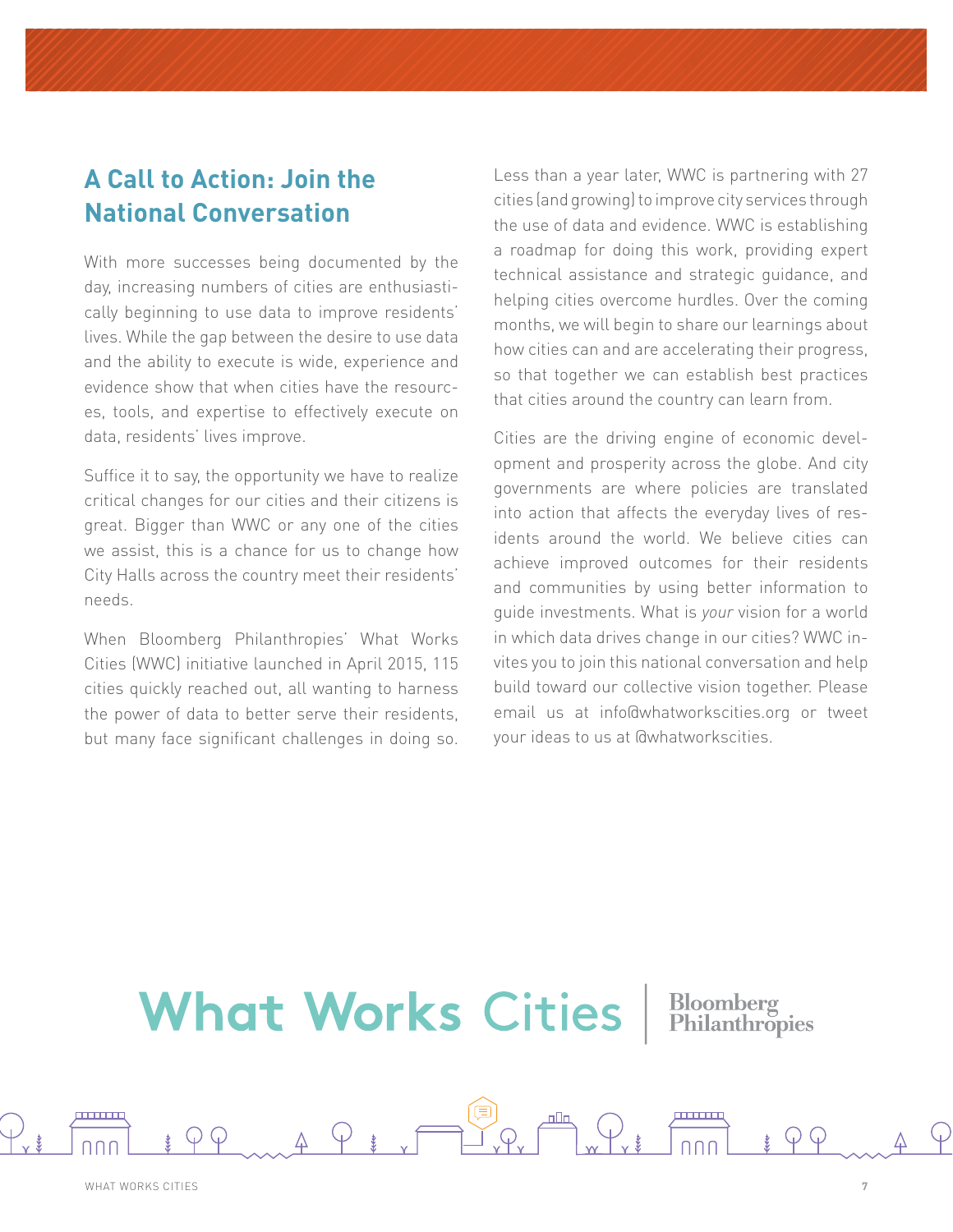## A Call to Action: Join the National Conversation

With more successes being documented by the day, increasing numbers of cities are enthusiastically beginning to use data to improve residents' lives. While the gap between the desire to use data and the ability to execute is wide, experience and evidence show that when cities have the resources, tools, and expertise to effectively execute on data, residents' lives improve.

Suffice it to say, the opportunity we have to realize critical changes for our cities and their citizens is great. Bigger than WWC or any one of the cities we assist, this is a chance for us to change how City Halls across the country meet their residents' needs.

When Bloomberg Philanthropies' What Works Cities (WWC) initiative launched in April 2015, 115 cities quickly reached out, all wanting to harness the power of data to better serve their residents, but many face significant challenges in doing so.

Less than a year later, WWC is partnering with 27 cities (and growing) to improve city services through the use of data and evidence. WWC is establishing a roadmap for doing this work, providing expert technical assistance and strategic guidance, and helping cities overcome hurdles. Over the coming months, we will begin to share our learnings about how cities can and are accelerating their progress, so that together we can establish best practices that cities around the country can learn from.

Cities are the driving engine of economic development and prosperity across the globe. And city governments are where policies are translated into action that affects the everyday lives of residents around the world. We believe cities can achieve improved outcomes for their residents and communities by using better information to guide investments. What is *your* vision for a world in which data drives change in our cities? WWC invites you to join this national conversation and help build toward our collective vision together. Please email us at info@whatworkscities.org or tweet your ideas to us at @whatworkscities.

What Works Cities | Bloomberg Philanthropies